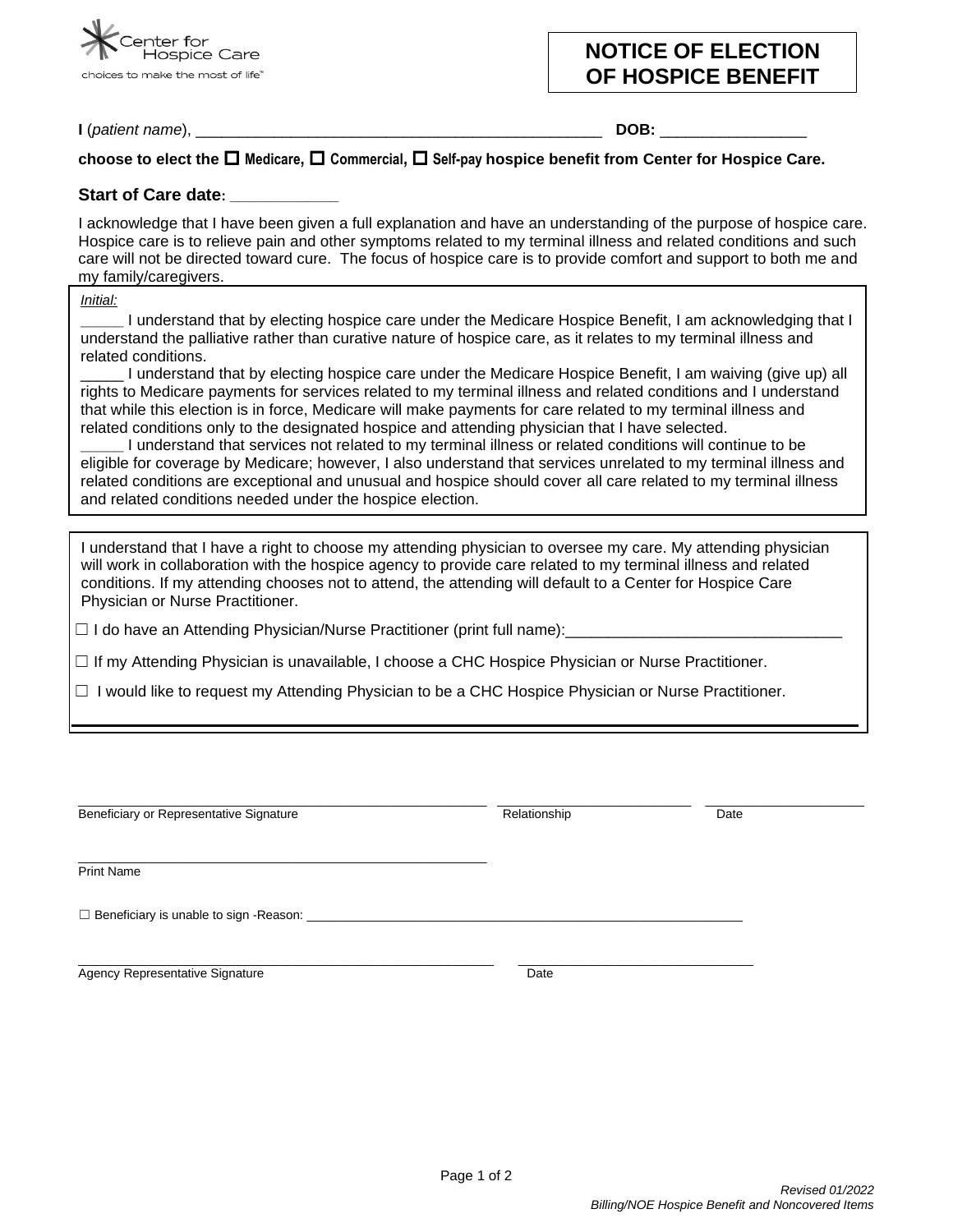Center for Hospice Care

choices to make the most of life™

# NOTICE OF ELECTION OF HOSPICE BENEFIT

**I** (*patient name*), _______________________________________________ **DOB:** ________________

**choose to elect the ☐ Medicare, ☐ Commercial, ☐ Self-pay hospice benefit from Center for Hospice Care.**

**Start of Care date: ____________**

I acknowledge that I have been given a full explanation and have an understanding of the purpose of hospice care. Hospice care is to relieve pain and other symptoms related to my terminal illness and related conditions and such care will not be directed toward cure. The focus of hospice care is to provide comfort and support to both me and my family/caregivers.

*Initial:*

_____ I understand that by electing hospice care under the Medicare Hospice Benefit, I am acknowledging that I understand the palliative rather than curative nature of hospice care, as it relates to my terminal illness and related conditions.

_____ I understand that by electing hospice care under the Medicare Hospice Benefit, I am waiving (give up) all rights to Medicare payments for services related to my terminal illness and related conditions and I understand that while this election is in force, Medicare will make payments for care related to my terminal illness and related conditions only to the designated hospice and attending physician that I have selected.

_____ I understand that services not related to my terminal illness or related conditions will continue to be eligible for coverage by Medicare; however, I also understand that services unrelated to my terminal illness and related conditions are exceptional and unusual and hospice should cover all care related to my terminal illness and related conditions needed under the hospice election.

I understand that I have a right to choose my attending physician to oversee my care. My attending physician will work in collaboration with the hospice agency to provide care related to my terminal illness and related conditions. If my attending chooses not to attend, the attending will default to a Center for Hospice Care Physician or Nurse Practitioner.

☐ I do have an Attending Physician/Nurse Practitioner (print full name):________________________________

☐ If my Attending Physician is unavailable, I choose a CHC Hospice Physician or Nurse Practitioner.

☐ I would like to request my Attending Physician to be a CHC Hospice Physician or Nurse Practitioner.

_______________________________________________ _________________________ ____________________

Beneficiary or Representative Signature Relationship Date

_______________________________________________

Print Name

☐ Beneficiary is unable to sign -Reason: ____________________________________________________________

_______________________________________________ ______________________________

Agency Representative Signature Date

*Revised 01/2022*

*Billing/NOE Hospice Benefit and Noncovered Items*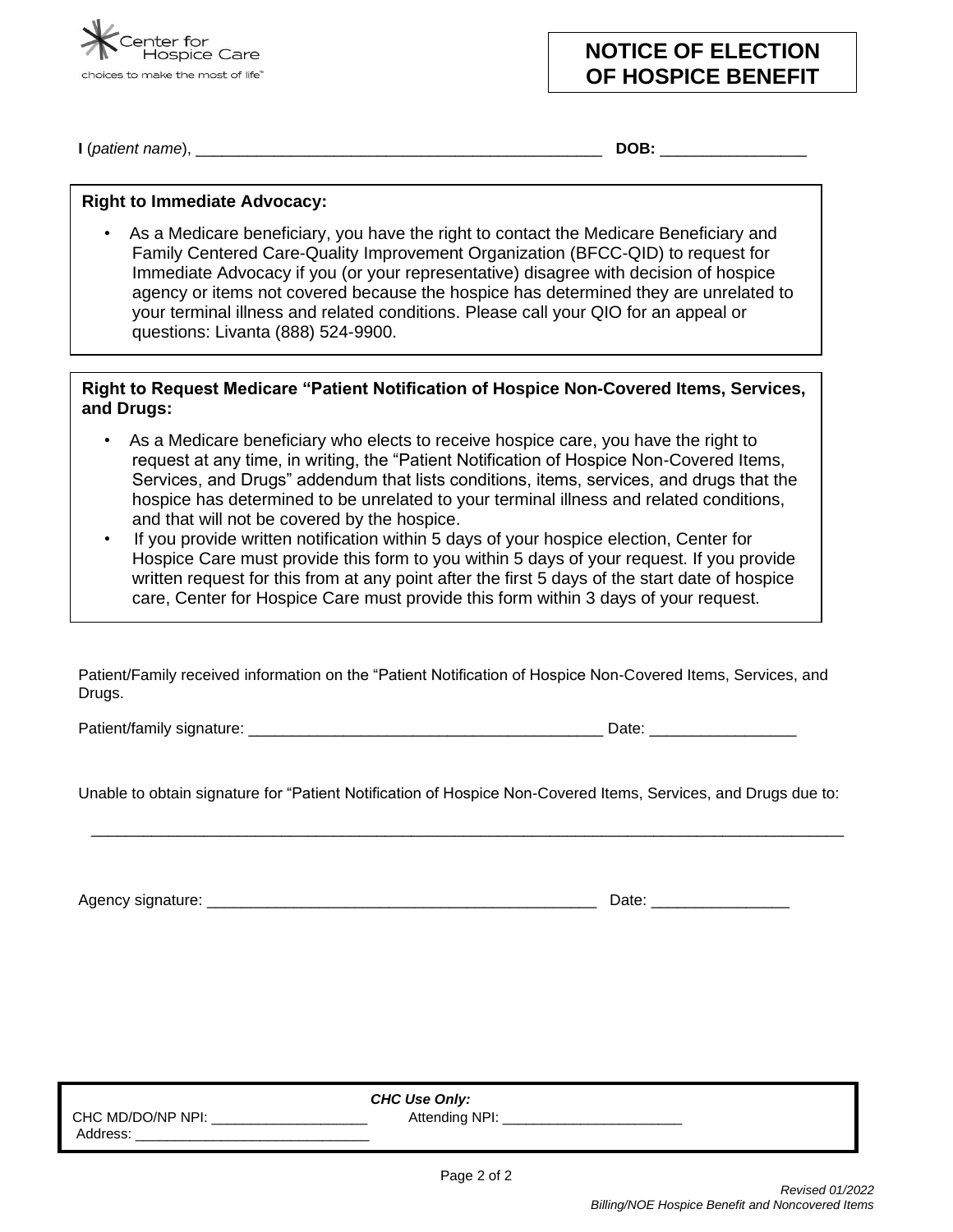Center for Hospice Care

choices to make the most of life™

# NOTICE OF ELECTION OF HOSPICE BENEFIT

**I** (*patient name*), ______________________________________________ **DOB:** ________________

**Right to Immediate Advocacy:**

- As a Medicare beneficiary, you have the right to contact the Medicare Beneficiary and Family Centered Care-Quality Improvement Organization (BFCC-QID) to request for Immediate Advocacy if you (or your representative) disagree with decision of hospice agency or items not covered because the hospice has determined they are unrelated to your terminal illness and related conditions. Please call your QIO for an appeal or questions: Livanta (888) 524-9900.

**Right to Request Medicare "Patient Notification of Hospice Non-Covered Items, Services, and Drugs:**

- As a Medicare beneficiary who elects to receive hospice care, you have the right to request at any time, in writing, the "Patient Notification of Hospice Non-Covered Items, Services, and Drugs" addendum that lists conditions, items, services, and drugs that the hospice has determined to be unrelated to your terminal illness and related conditions, and that will not be covered by the hospice.
- If you provide written notification within 5 days of your hospice election, Center for Hospice Care must provide this form to you within 5 days of your request. If you provide written request for this from at any point after the first 5 days of the start date of hospice care, Center for Hospice Care must provide this form within 3 days of your request.

Patient/Family received information on the "Patient Notification of Hospice Non-Covered Items, Services, and Drugs.

Patient/family signature: __________________________________________ Date: _________________

Unable to obtain signature for "Patient Notification of Hospice Non-Covered Items, Services, and Drugs due to:

______________________________________________________________________________________

Agency signature: ______________________________________________ Date: ________________

***CHC Use Only:***

CHC MD/DO/NP NPI: ____________________ Attending NPI: _______________________

Address: ______________________________

*Revised 01/2022*

*Billing/NOE Hospice Benefit and Noncovered Items*